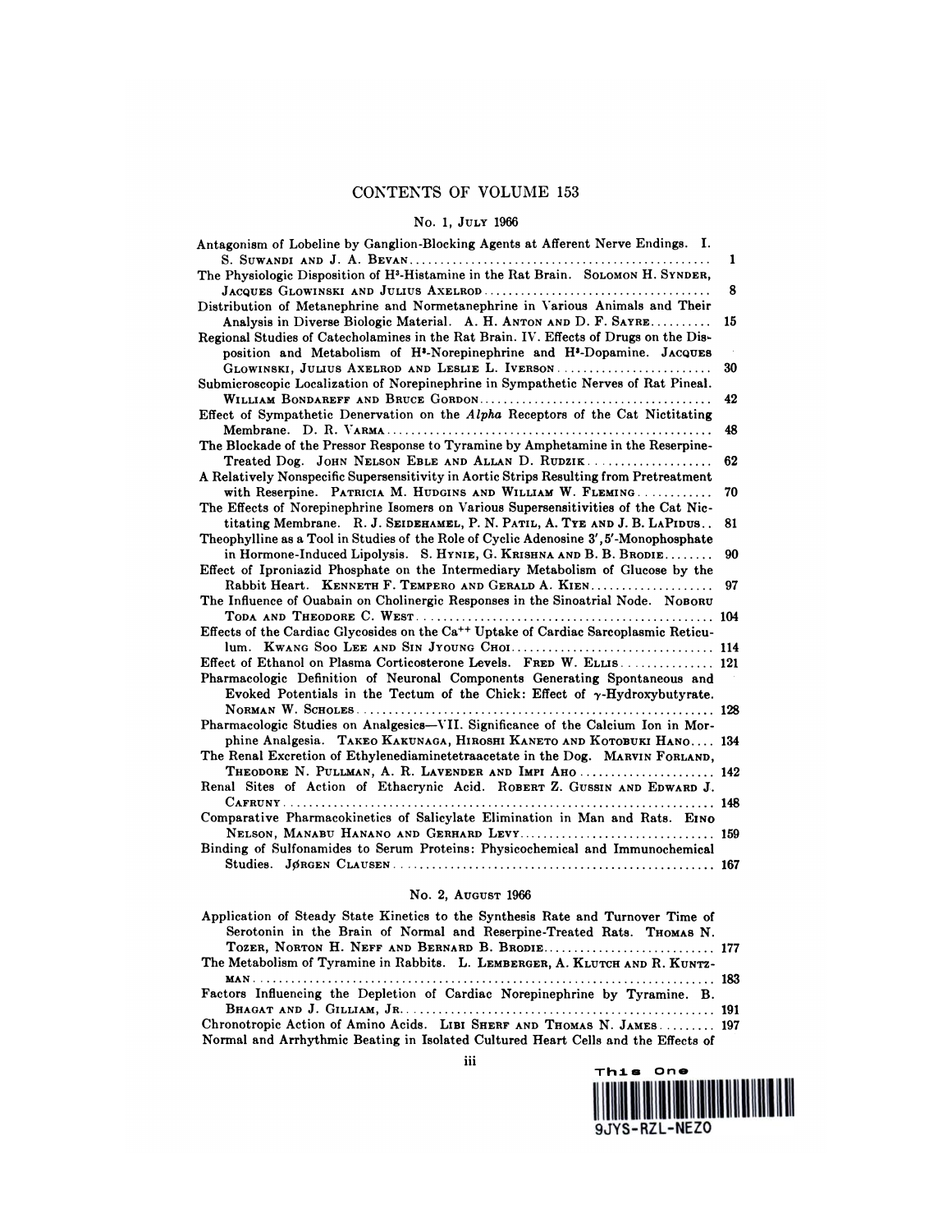# CONTENTS OF VOLUME 153

## No. 1, July 1966

Antagonism of Lobeline by Ganglion-Blocking Agents at Afferent Nerve Endings. I. S. Suwandi and J. A. Bevan ........ 1

The Physiologic Disposition of $H^3$-Histamine in the Rat Brain. Solomon H. Synder, Jacques Glowinski and Julius Axelrod ........ 8

Distribution of Metanephrine and Normetanephrine in Various Animals and Their Analysis in Diverse Biologic Material. A. H. Anton and D. F. Sayre ........ 15

Regional Studies of Catecholamines in the Rat Brain. IV. Effects of Drugs on the Disposition and Metabolism of $H^3$-Norepinephrine and $H^3$-Dopamine. Jacques Glowinski, Julius Axelrod and Leslie L. Iverson ........ 30

Submicroscopic Localization of Norepinephrine in Sympathetic Nerves of Rat Pineal. William Bondareff and Bruce Gordon ........ 42

Effect of Sympathetic Denervation on the *Alpha* Receptors of the Cat Nictitating Membrane. D. R. Varma ........ 48

The Blockade of the Pressor Response to Tyramine by Amphetamine in the Reserpine-Treated Dog. John Nelson Eble and Allan D. Rudzik ........ 62

A Relatively Nonspecific Supersensitivity in Aortic Strips Resulting from Pretreatment with Reserpine. Patricia M. Hudgins and William W. Fleming ........ 70

The Effects of Norepinephrine Isomers on Various Supersensitivities of the Cat Nictitating Membrane. R. J. Seidehamel, P. N. Patil, A. Tye and J. B. LaPidus ........ 81

Theophylline as a Tool in Studies of the Role of Cyclic Adenosine 3',5'-Monophosphate in Hormone-Induced Lipolysis. S. Hynie, G. Krishna and B. B. Brodie ........ 90

Effect of Iproniazid Phosphate on the Intermediary Metabolism of Glucose by the Rabbit Heart. Kenneth F. Tempero and Gerald A. Kien ........ 97

The Influence of Ouabain on Cholinergic Responses in the Sinoatrial Node. Noboru Toda and Theodore C. West ........ 104

Effects of the Cardiac Glycosides on the $Ca^{++}$ Uptake of Cardiac Sarcoplasmic Reticulum. Kwang Soo Lee and Sin Jyoung Choi ........ 114

Effect of Ethanol on Plasma Corticosterone Levels. Fred W. Ellis ........ 121

Pharmacologic Definition of Neuronal Components Generating Spontaneous and Evoked Potentials in the Tectum of the Chick: Effect of $\gamma$-Hydroxybutyrate. Norman W. Scholes ........ 128

Pharmacologic Studies on Analgesics—VII. Significance of the Calcium Ion in Morphine Analgesia. Takeo Kakunaga, Hiroshi Kaneto and Kotobuki Hano ........ 134

The Renal Excretion of Ethylenediaminetetraacetate in the Dog. Marvin Forland, Theodore N. Pullman, A. R. Lavender and Impi Aho ........ 142

Renal Sites of Action of Ethacrynic Acid. Robert Z. Gussin and Edward J. Cafruny ........ 148

Comparative Pharmacokinetics of Salicylate Elimination in Man and Rats. Eino Nelson, Manabu Hanano and Gerhard Levy ........ 159

Binding of Sulfonamides to Serum Proteins: Physicochemical and Immunochemical Studies. Jørgen Clausen ........ 167

## No. 2, August 1966

Application of Steady State Kinetics to the Synthesis Rate and Turnover Time of Serotonin in the Brain of Normal and Reserpine-Treated Rats. Thomas N. Tozer, Norton H. Neff and Bernard B. Brodie ........ 177

The Metabolism of Tyramine in Rabbits. L. Lemberger, A. Klutch and R. Kuntzman ........ 183

Factors Influencing the Depletion of Cardiac Norepinephrine by Tyramine. B. Bhagat and J. Gilliam, Jr. ........ 191

Chronotropic Action of Amino Acids. Libi Sherf and Thomas N. James ........ 197

Normal and Arrhythmic Beating in Isolated Cultured Heart Cells and the Effects of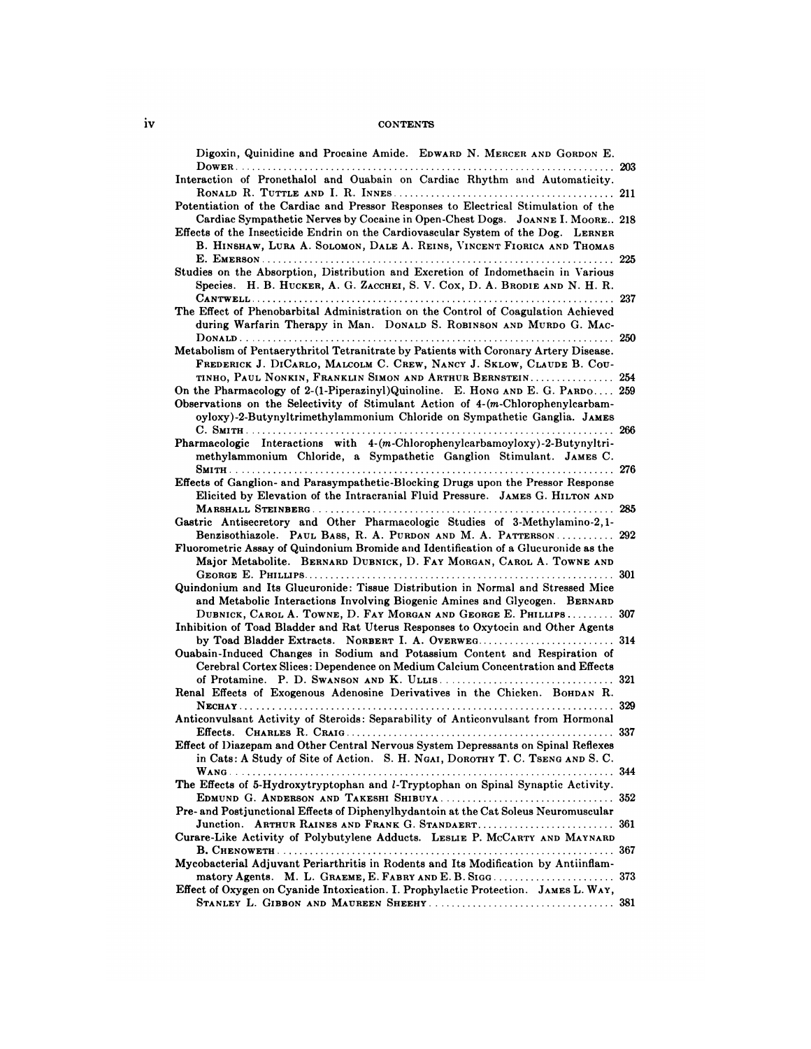Digoxin, Quinidine and Procaine Amide. EDWARD N. MERCER AND GORDON E. DOWER .......... 203

Interaction of Pronethalol and Ouabain on Cardiac Rhythm and Automaticity. RONALD R. TUTTLE AND I. R. INNES .......... 211

Potentiation of the Cardiac and Pressor Responses to Electrical Stimulation of the Cardiac Sympathetic Nerves by Cocaine in Open-Chest Dogs. JOANNE I. MOORE .. 218

Effects of the Insecticide Endrin on the Cardiovascular System of the Dog. LERNER B. HINSHAW, LURA A. SOLOMON, DALE A. REINS, VINCENT FIORICA AND THOMAS E. EMERSON .......... 225

Studies on the Absorption, Distribution and Excretion of Indomethacin in Various Species. H. B. HUCKER, A. G. ZACCHEI, S. V. COX, D. A. BRODIE AND N. H. R. CANTWELL .......... 237

The Effect of Phenobarbital Administration on the Control of Coagulation Achieved during Warfarin Therapy in Man. DONALD S. ROBINSON AND MURDO G. MACDONALD .......... 250

Metabolism of Pentaerythritol Tetranitrate by Patients with Coronary Artery Disease. FREDERICK J. DICARLO, MALCOLM C. CREW, NANCY J. SKLOW, CLAUDE B. COUTINHO, PAUL NONKIN, FRANKLIN SIMON AND ARTHUR BERNSTEIN .......... 254

On the Pharmacology of 2-(1-Piperazinyl)Quinoline. E. HONG AND E. G. PARDO .... 259

Observations on the Selectivity of Stimulant Action of 4-(m-Chlorophenylcarbamoyloxy)-2-Butynyltrimethylammonium Chloride on Sympathetic Ganglia. JAMES C. SMITH .......... 266

Pharmacologic Interactions with 4-(m-Chlorophenylcarbamoyloxy)-2-Butynyltrimethylammonium Chloride, a Sympathetic Ganglion Stimulant. JAMES C. SMITH .......... 276

Effects of Ganglion- and Parasympathetic-Blocking Drugs upon the Pressor Response Elicited by Elevation of the Intracranial Fluid Pressure. JAMES G. HILTON AND MARSHALL STEINBERG .......... 285

Gastric Antisecretory and Other Pharmacologic Studies of 3-Methylamino-2,1-Benzisothiazole. PAUL BASS, R. A. PURDON AND M. A. PATTERSON .......... 292

Fluorometric Assay of Quindonium Bromide and Identification of a Glucuronide as the Major Metabolite. BERNARD DUBNICK, D. FAY MORGAN, CAROL A. TOWNE AND GEORGE E. PHILLIPS .......... 301

Quindonium and Its Glucuronide: Tissue Distribution in Normal and Stressed Mice and Metabolic Interactions Involving Biogenic Amines and Glycogen. BERNARD DUBNICK, CAROL A. TOWNE, D. FAY MORGAN AND GEORGE E. PHILLIPS .......... 307

Inhibition of Toad Bladder and Rat Uterus Responses to Oxytocin and Other Agents by Toad Bladder Extracts. NORBERT I. A. OVERWEG .......... 314

Ouabain-Induced Changes in Sodium and Potassium Content and Respiration of Cerebral Cortex Slices: Dependence on Medium Calcium Concentration and Effects of Protamine. P. D. SWANSON AND K. ULLIS .......... 321

Renal Effects of Exogenous Adenosine Derivatives in the Chicken. BOHDAN R. NECHAY .......... 329

Anticonvulsant Activity of Steroids: Separability of Anticonvulsant from Hormonal Effects. CHARLES R. CRAIG .......... 337

Effect of Diazepam and Other Central Nervous System Depressants on Spinal Reflexes in Cats: A Study of Site of Action. S. H. NGAI, DOROTHY T. C. TSENG AND S. C. WANG .......... 344

The Effects of 5-Hydroxytryptophan and l-Tryptophan on Spinal Synaptic Activity. EDMUND G. ANDERSON AND TAKESHI SHIBUYA .......... 352

Pre- and Postjunctional Effects of Diphenylhydantoin at the Cat Soleus Neuromuscular Junction. ARTHUR RAINES AND FRANK G. STANDAERT .......... 361

Curare-Like Activity of Polybutylene Adducts. LESLIE P. MCCARTY AND MAYNARD B. CHENOWETH .......... 367

Mycobacterial Adjuvant Periarthritis in Rodents and Its Modification by Antiinflammatory Agents. M. L. GRAEME, E. FABRY AND E. B. SIGG .......... 373

Effect of Oxygen on Cyanide Intoxication. I. Prophylactic Protection. JAMES L. WAY, STANLEY L. GIBBON AND MAUREEN SHEEHY .......... 381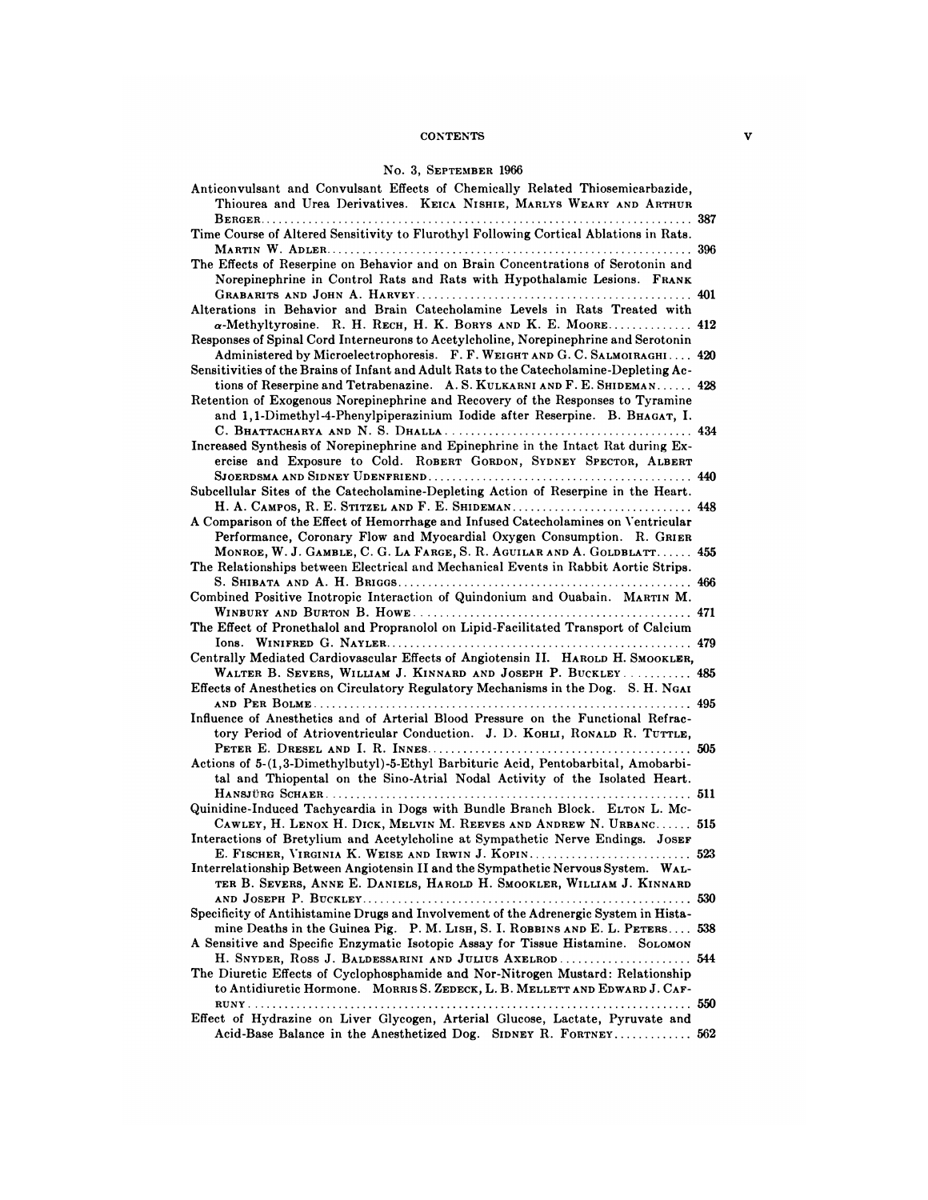## No. 3, September 1966

Anticonvulsant and Convulsant Effects of Chemically Related Thiosemicarbazide, Thiourea and Urea Derivatives. Keica Nishie, Marlys Weary and Arthur Berger .......... 387

Time Course of Altered Sensitivity to Flurothyl Following Cortical Ablations in Rats. Martin W. Adler .......... 396

The Effects of Reserpine on Behavior and on Brain Concentrations of Serotonin and Norepinephrine in Control Rats and Rats with Hypothalamic Lesions. Frank Grabarits and John A. Harvey .......... 401

Alterations in Behavior and Brain Catecholamine Levels in Rats Treated with $\alpha$-Methyltyrosine. R. H. Rech, H. K. Borys and K. E. Moore .......... 412

Responses of Spinal Cord Interneurons to Acetylcholine, Norepinephrine and Serotonin Administered by Microelectrophoresis. F. F. Weight and G. C. Salmoiraghi .... 420

Sensitivities of the Brains of Infant and Adult Rats to the Catecholamine-Depleting Actions of Reserpine and Tetrabenazine. A. S. Kulkarni and F. E. Shideman .......... 428

Retention of Exogenous Norepinephrine and Recovery of the Responses to Tyramine and 1,1-Dimethyl-4-Phenylpiperazinium Iodide after Reserpine. B. Bhagat, I. C. Bhattacharya and N. S. Dhalla .......... 434

Increased Synthesis of Norepinephrine and Epinephrine in the Intact Rat during Exercise and Exposure to Cold. Robert Gordon, Sydney Spector, Albert Sjoerdsma and Sidney Udenfriend .......... 440

Subcellular Sites of the Catecholamine-Depleting Action of Reserpine in the Heart. H. A. Campos, R. E. Stitzel and F. E. Shideman .......... 448

A Comparison of the Effect of Hemorrhage and Infused Catecholamines on Ventricular Performance, Coronary Flow and Myocardial Oxygen Consumption. R. Grier Monroe, W. J. Gamble, C. G. La Farge, S. R. Aguilar and A. Goldblatt .......... 455

The Relationships between Electrical and Mechanical Events in Rabbit Aortic Strips. S. Shibata and A. H. Briggs .......... 466

Combined Positive Inotropic Interaction of Quindonium and Ouabain. Martin M. Winbury and Burton B. Howe .......... 471

The Effect of Pronethalol and Propranolol on Lipid-Facilitated Transport of Calcium Ions. Winifred G. Nayler .......... 479

Centrally Mediated Cardiovascular Effects of Angiotensin II. Harold H. Smookler, Walter B. Severs, William J. Kinnard and Joseph P. Buckley .......... 485

Effects of Anesthetics on Circulatory Regulatory Mechanisms in the Dog. S. H. Ngai and Per Bolme .......... 495

Influence of Anesthetics and of Arterial Blood Pressure on the Functional Refractory Period of Atrioventricular Conduction. J. D. Kohli, Ronald R. Tuttle, Peter E. Dresel and I. R. Innes .......... 505

Actions of 5-(1,3-Dimethylbutyl)-5-Ethyl Barbituric Acid, Pentobarbital, Amobarbital and Thiopental on the Sino-Atrial Nodal Activity of the Isolated Heart. Hansjürg Schaer .......... 511

Quinidine-Induced Tachycardia in Dogs with Bundle Branch Block. Elton L. McCawley, H. Lenox H. Dick, Melvin M. Reeves and Andrew N. Urbanc .......... 515

Interactions of Bretylium and Acetylcholine at Sympathetic Nerve Endings. Josef E. Fischer, Virginia K. Weise and Irwin J. Kopin .......... 523

Interrelationship Between Angiotensin II and the Sympathetic Nervous System. Walter B. Severs, Anne E. Daniels, Harold H. Smookler, William J. Kinnard and Joseph P. Buckley .......... 530

Specificity of Antihistamine Drugs and Involvement of the Adrenergic System in Histamine Deaths in the Guinea Pig. P. M. Lish, S. I. Robbins and E. L. Peters .... 538

A Sensitive and Specific Enzymatic Isotopic Assay for Tissue Histamine. Solomon H. Snyder, Ross J. Baldessarini and Julius Axelrod .......... 544

The Diuretic Effects of Cyclophosphamide and Nor-Nitrogen Mustard: Relationship to Antidiuretic Hormone. Morris S. Zedeck, L. B. Mellett and Edward J. Cafruny .......... 550

Effect of Hydrazine on Liver Glycogen, Arterial Glucose, Lactate, Pyruvate and Acid-Base Balance in the Anesthetized Dog. Sidney R. Fortney .......... 562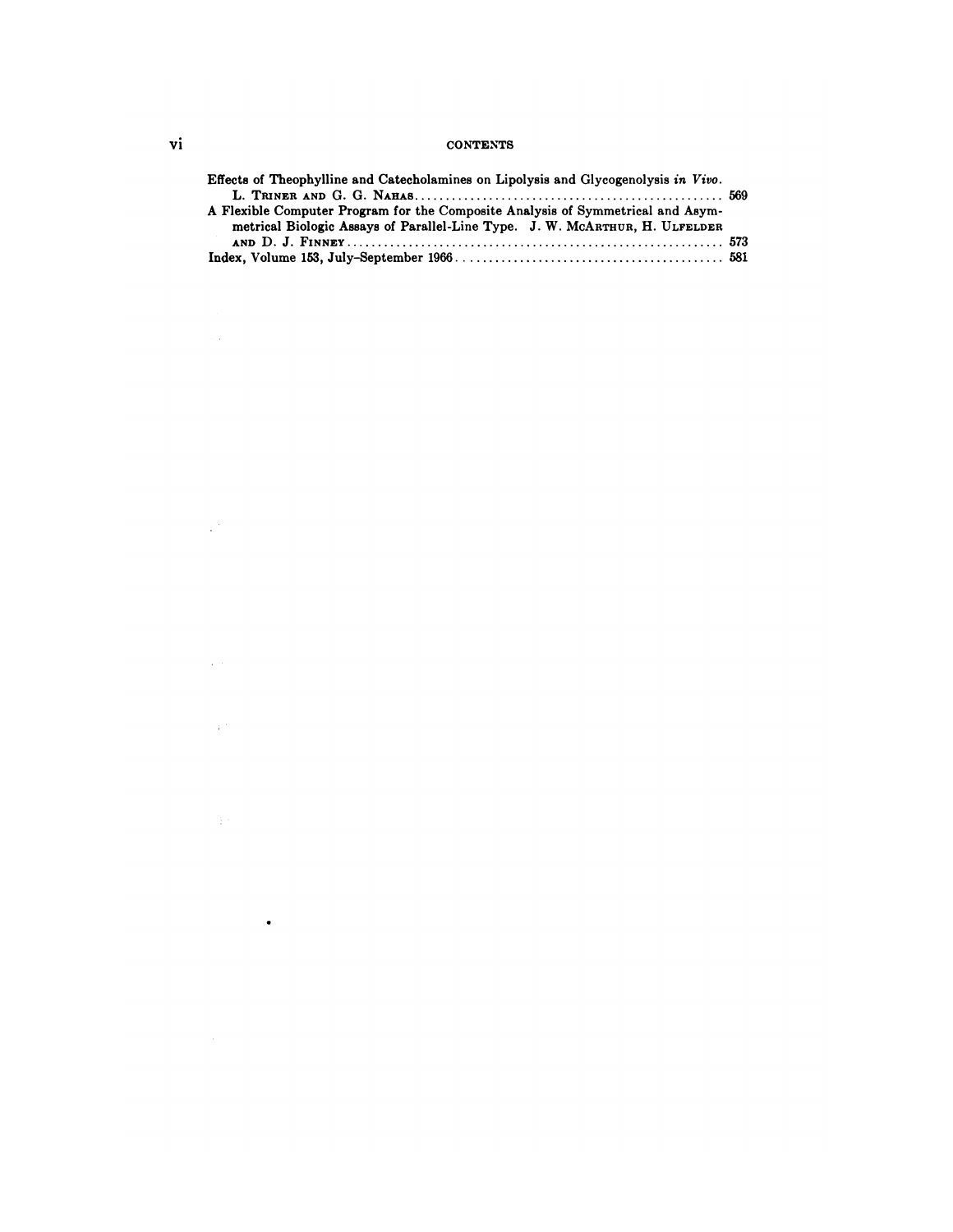Effects of Theophylline and Catecholamines on Lipolysis and Glycogenolysis *in Vivo*. L. TRINER AND G. G. NAHAS .......... 569

A Flexible Computer Program for the Composite Analysis of Symmetrical and Asymmetrical Biologic Assays of Parallel-Line Type. J. W. MCARTHUR, H. ULFELDER AND D. J. FINNEY .......... 573

Index, Volume 153, July–September 1966 .......... 581